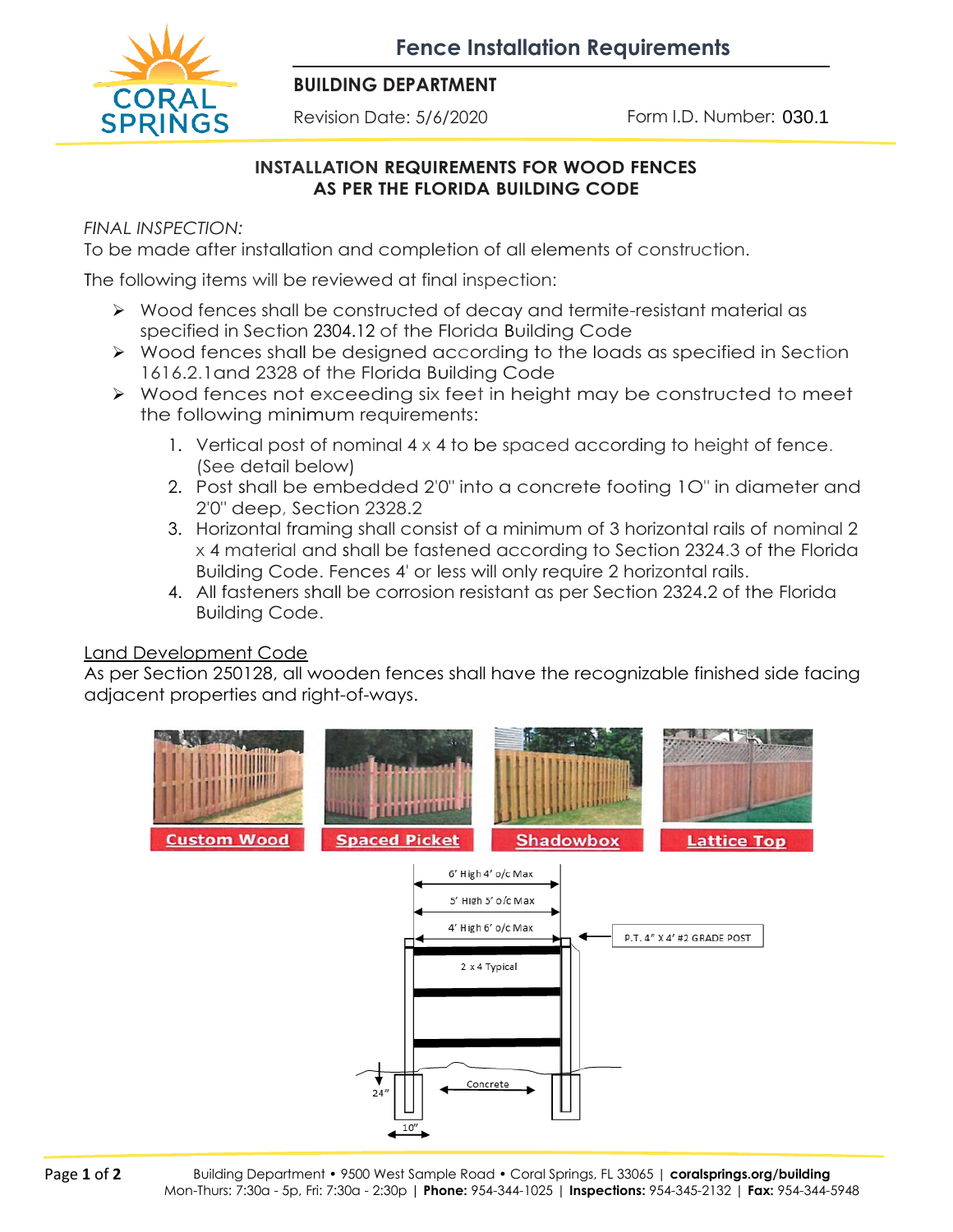# Fence Installation Requirements

**BUILDING DEPARTMENT**

Revision Date: 5/6/2020 Form I.D. Number: 030.1

## INSTALLATION REQUIREMENTS FOR WOOD FENCES AS PER THE FLORIDA BUILDING CODE

*FINAL INSPECTION:*
To be made after installation and completion of all elements of construction.

The following items will be reviewed at final inspection:

- Wood fences shall be constructed of decay and termite-resistant material as specified in Section 2304.12 of the Florida Building Code
- Wood fences shall be designed according to the loads as specified in Section 1616.2.1and 2328 of the Florida Building Code
- Wood fences not exceeding six feet in height may be constructed to meet the following minimum requirements:
  1. Vertical post of nominal 4 x 4 to be spaced according to height of fence. (See detail below)
  2. Post shall be embedded 2'0" into a concrete footing 1O" in diameter and 2'0" deep, Section 2328.2
  3. Horizontal framing shall consist of a minimum of 3 horizontal rails of nominal 2 x 4 material and shall be fastened according to Section 2324.3 of the Florida Building Code. Fences 4' or less will only require 2 horizontal rails.
  4. All fasteners shall be corrosion resistant as per Section 2324.2 of the Florida Building Code.

Land Development Code
As per Section 250128, all wooden fences shall have the recognizable finished side facing adjacent properties and right-of-ways.

Custom Wood | Spaced Picket | Shadowbox | Lattice Top

6' High 4' o/c Max
5' High 5' o/c Max
4' High 6' o/c Max
P.T. 4" X 4' #2 GRADE POST
2 x 4 Typical
Concrete
24"
10"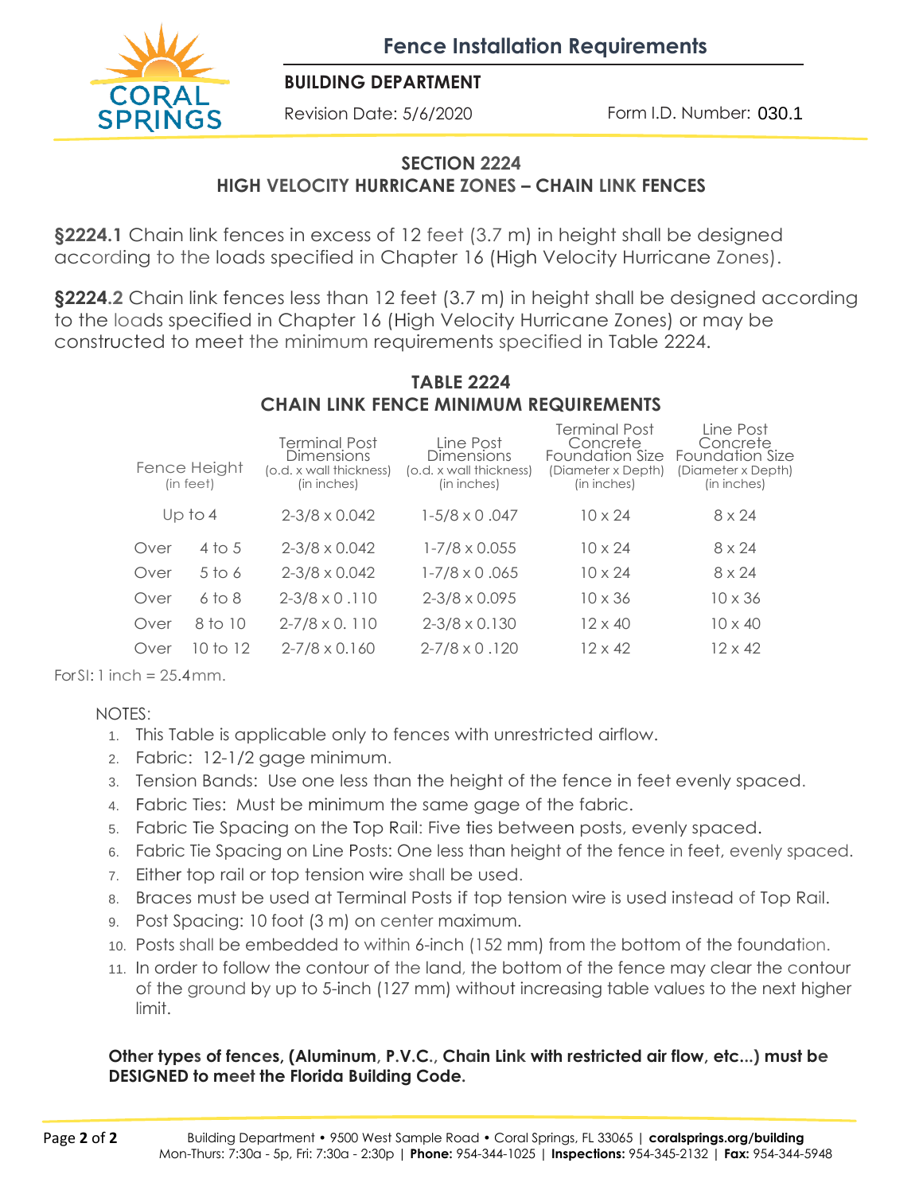# Fence Installation Requirements

**BUILDING DEPARTMENT**

Revision Date: 5/6/2020 Form I.D. Number: 030.1

## SECTION 2224
## HIGH VELOCITY HURRICANE ZONES – CHAIN LINK FENCES

**§2224.1** Chain link fences in excess of 12 feet (3.7 m) in height shall be designed according to the loads specified in Chapter 16 (High Velocity Hurricane Zones).

**§2224.2** Chain link fences less than 12 feet (3.7 m) in height shall be designed according to the loads specified in Chapter 16 (High Velocity Hurricane Zones) or may be constructed to meet the minimum requirements specified in Table 2224.

### TABLE 2224
### CHAIN LINK FENCE MINIMUM REQUIREMENTS

| Fence Height (in feet) | Terminal Post Dimensions (o.d. x wall thickness) (in inches) | Line Post Dimensions (o.d. x wall thickness) (in inches) | Terminal Post Concrete Foundation Size (Diameter x Depth) (in inches) | Line Post Concrete Foundation Size (Diameter x Depth) (in inches) |
|---|---|---|---|---|
| Up to 4 | 2-3/8 x 0.042 | 1-5/8 x 0 .047 | 10 x 24 | 8 x 24 |
| Over 4 to 5 | 2-3/8 x 0.042 | 1-7/8 x 0.055 | 10 x 24 | 8 x 24 |
| Over 5 to 6 | 2-3/8 x 0.042 | 1-7/8 x 0 .065 | 10 x 24 | 8 x 24 |
| Over 6 to 8 | 2-3/8 x 0 .110 | 2-3/8 x 0.095 | 10 x 36 | 10 x 36 |
| Over 8 to 10 | 2-7/8 x 0. 110 | 2-3/8 x 0.130 | 12 x 40 | 10 x 40 |
| Over 10 to 12 | 2-7/8 x 0.160 | 2-7/8 x 0 .120 | 12 x 42 | 12 x 42 |

For SI: 1 inch = 25.4 mm.

NOTES:

1. This Table is applicable only to fences with unrestricted airflow.
2. Fabric: 12-1/2 gage minimum.
3. Tension Bands: Use one less than the height of the fence in feet evenly spaced.
4. Fabric Ties: Must be minimum the same gage of the fabric.
5. Fabric Tie Spacing on the Top Rail: Five ties between posts, evenly spaced.
6. Fabric Tie Spacing on Line Posts: One less than height of the fence in feet, evenly spaced.
7. Either top rail or top tension wire shall be used.
8. Braces must be used at Terminal Posts if top tension wire is used instead of Top Rail.
9. Post Spacing: 10 foot (3 m) on center maximum.
10. Posts shall be embedded to within 6-inch (152 mm) from the bottom of the foundation.
11. In order to follow the contour of the land, the bottom of the fence may clear the contour of the ground by up to 5-inch (127 mm) without increasing table values to the next higher limit.

**Other types of fences, (Aluminum, P.V.C., Chain Link with restricted air flow, etc...) must be DESIGNED to meet the Florida Building Code.**

Building Department • 9500 West Sample Road • Coral Springs, FL 33065 | **coralsprings.org/building**
Mon-Thurs: 7:30a - 5p, Fri: 7:30a - 2:30p | **Phone:** 954-344-1025 | **Inspections:** 954-345-2132 | **Fax:** 954-344-5948